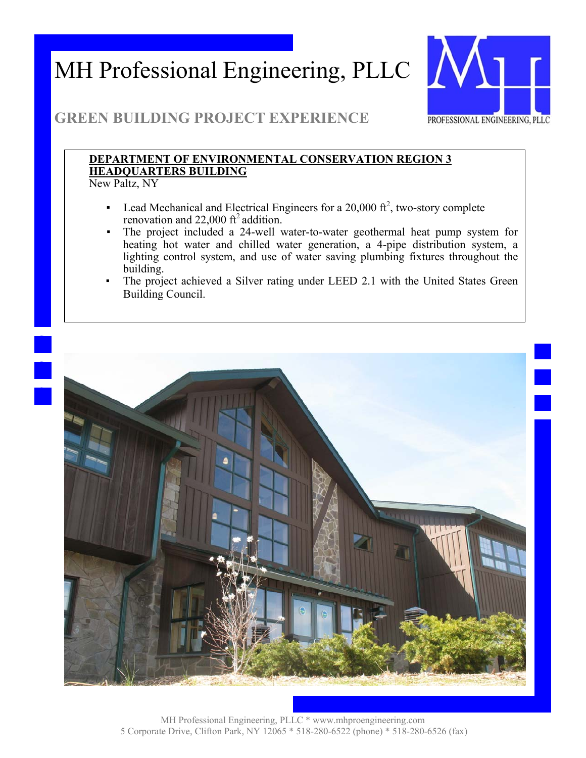# MH Professional Engineering, PLLC

## GREEN BUILDING PROJECT EXPERIENCE

**DEPARTMENT OF ENVIRONMENTAL CONSERVATION REGION 3 HEADQUARTERS BUILDING**
New Paltz, NY

- Lead Mechanical and Electrical Engineers for a 20,000 $ft^2$, two-story complete renovation and 22,000 $ft^2$ addition.
- The project included a 24-well water-to-water geothermal heat pump system for heating hot water and chilled water generation, a 4-pipe distribution system, a lighting control system, and use of water saving plumbing fixtures throughout the building.
- The project achieved a Silver rating under LEED 2.1 with the United States Green Building Council.

MH Professional Engineering, PLLC * www.mhproengineering.com
5 Corporate Drive, Clifton Park, NY 12065 * 518-280-6522 (phone) * 518-280-6526 (fax)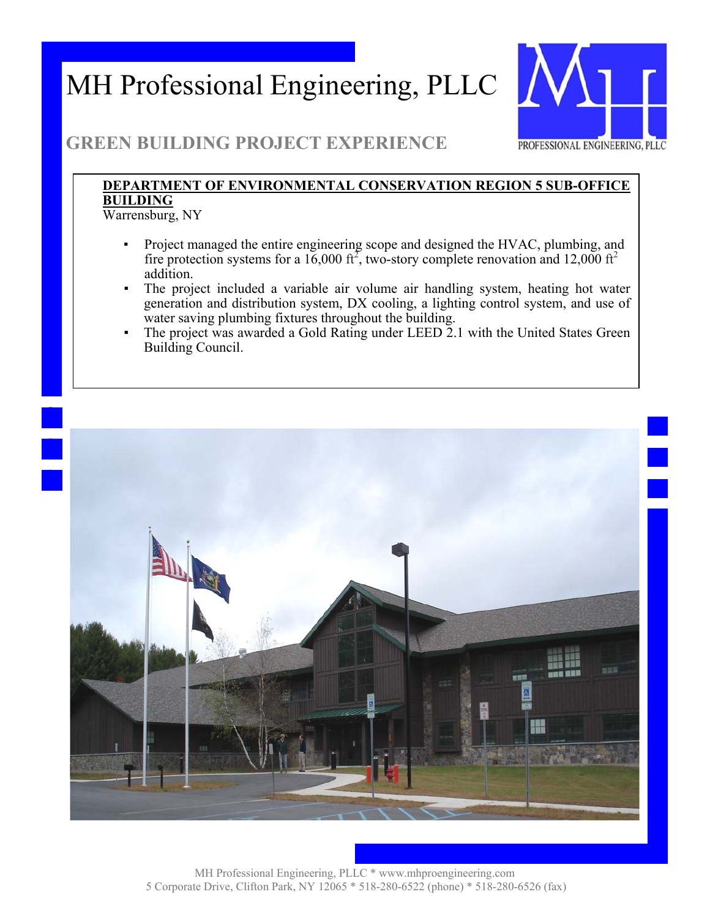# MH Professional Engineering, PLLC

PROFESSIONAL ENGINEERING, PLLC

## GREEN BUILDING PROJECT EXPERIENCE

**DEPARTMENT OF ENVIRONMENTAL CONSERVATION REGION 5 SUB-OFFICE BUILDING**
Warrensburg, NY

- Project managed the entire engineering scope and designed the HVAC, plumbing, and fire protection systems for a 16,000 $ft^2$, two-story complete renovation and 12,000 $ft^2$ addition.
- The project included a variable air volume air handling system, heating hot water generation and distribution system, DX cooling, a lighting control system, and use of water saving plumbing fixtures throughout the building.
- The project was awarded a Gold Rating under LEED 2.1 with the United States Green Building Council.

MH Professional Engineering, PLLC * www.mhproengineering.com
5 Corporate Drive, Clifton Park, NY 12065 * 518-280-6522 (phone) * 518-280-6526 (fax)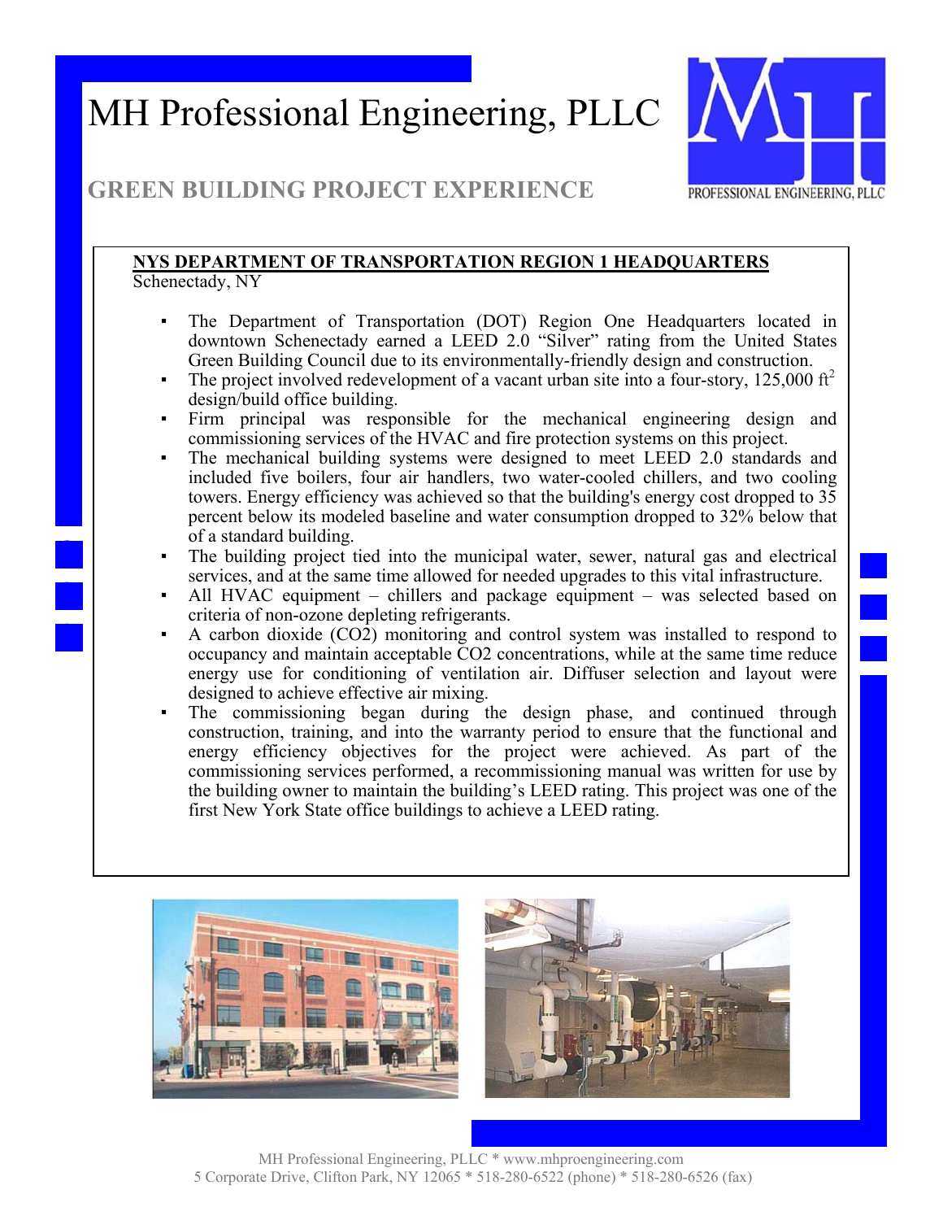# MH Professional Engineering, PLLC

## GREEN BUILDING PROJECT EXPERIENCE

**NYS DEPARTMENT OF TRANSPORTATION REGION 1 HEADQUARTERS**
Schenectady, NY

- The Department of Transportation (DOT) Region One Headquarters located in downtown Schenectady earned a LEED 2.0 "Silver" rating from the United States Green Building Council due to its environmentally-friendly design and construction.
- The project involved redevelopment of a vacant urban site into a four-story, 125,000 $ft^2$ design/build office building.
- Firm principal was responsible for the mechanical engineering design and commissioning services of the HVAC and fire protection systems on this project.
- The mechanical building systems were designed to meet LEED 2.0 standards and included five boilers, four air handlers, two water-cooled chillers, and two cooling towers. Energy efficiency was achieved so that the building's energy cost dropped to 35 percent below its modeled baseline and water consumption dropped to 32% below that of a standard building.
- The building project tied into the municipal water, sewer, natural gas and electrical services, and at the same time allowed for needed upgrades to this vital infrastructure.
- All HVAC equipment – chillers and package equipment – was selected based on criteria of non-ozone depleting refrigerants.
- A carbon dioxide ($CO_2$) monitoring and control system was installed to respond to occupancy and maintain acceptable $CO_2$ concentrations, while at the same time reduce energy use for conditioning of ventilation air. Diffuser selection and layout were designed to achieve effective air mixing.
- The commissioning began during the design phase, and continued through construction, training, and into the warranty period to ensure that the functional and energy efficiency objectives for the project were achieved. As part of the commissioning services performed, a recommissioning manual was written for use by the building owner to maintain the building's LEED rating. This project was one of the first New York State office buildings to achieve a LEED rating.

MH Professional Engineering, PLLC * www.mhproengineering.com
5 Corporate Drive, Clifton Park, NY 12065 * 518-280-6522 (phone) * 518-280-6526 (fax)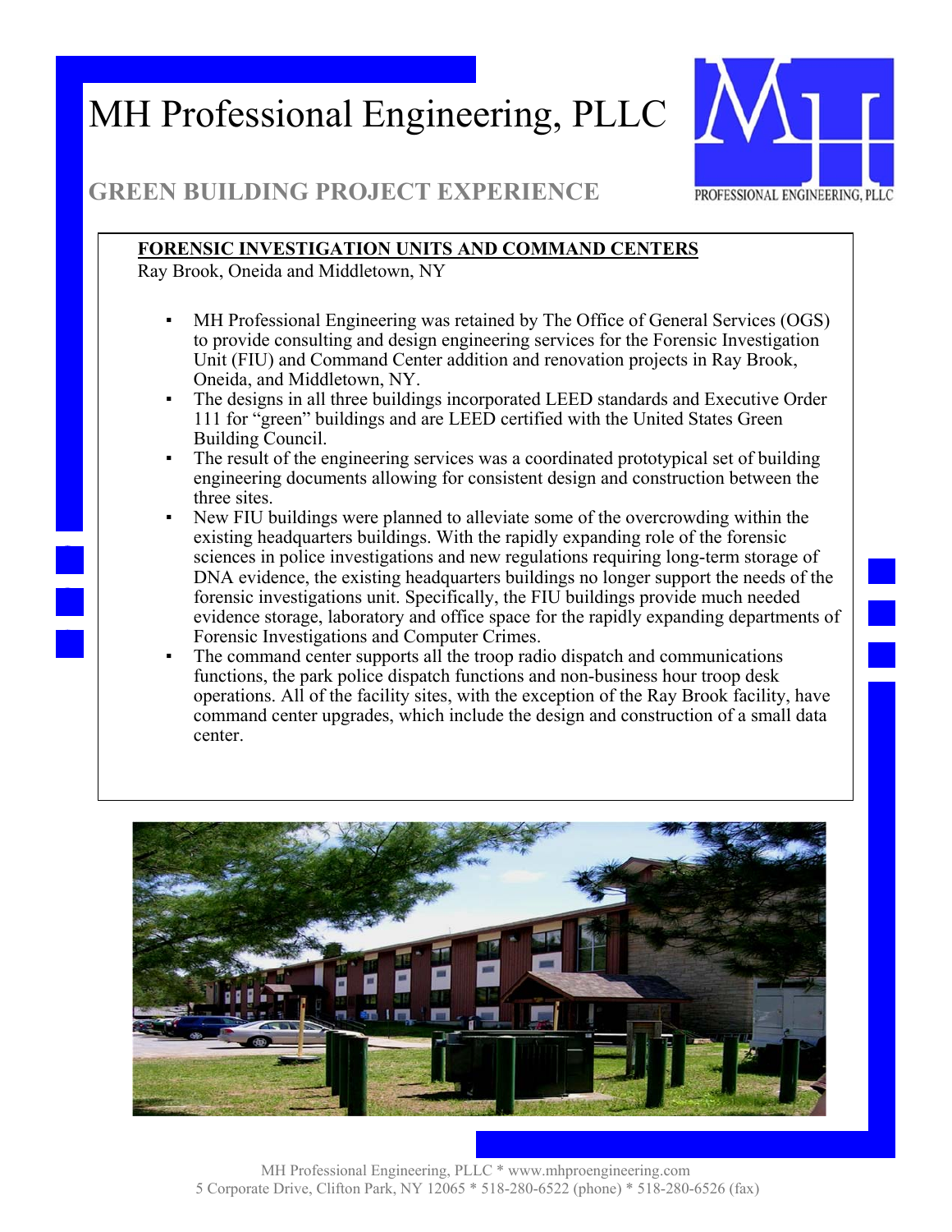# MH Professional Engineering, PLLC

## GREEN BUILDING PROJECT EXPERIENCE

**FORENSIC INVESTIGATION UNITS AND COMMAND CENTERS**
Ray Brook, Oneida and Middletown, NY

- MH Professional Engineering was retained by The Office of General Services (OGS) to provide consulting and design engineering services for the Forensic Investigation Unit (FIU) and Command Center addition and renovation projects in Ray Brook, Oneida, and Middletown, NY.
- The designs in all three buildings incorporated LEED standards and Executive Order 111 for "green" buildings and are LEED certified with the United States Green Building Council.
- The result of the engineering services was a coordinated prototypical set of building engineering documents allowing for consistent design and construction between the three sites.
- New FIU buildings were planned to alleviate some of the overcrowding within the existing headquarters buildings. With the rapidly expanding role of the forensic sciences in police investigations and new regulations requiring long-term storage of DNA evidence, the existing headquarters buildings no longer support the needs of the forensic investigations unit. Specifically, the FIU buildings provide much needed evidence storage, laboratory and office space for the rapidly expanding departments of Forensic Investigations and Computer Crimes.
- The command center supports all the troop radio dispatch and communications functions, the park police dispatch functions and non-business hour troop desk operations. All of the facility sites, with the exception of the Ray Brook facility, have command center upgrades, which include the design and construction of a small data center.

MH Professional Engineering, PLLC * www.mhproengineering.com
5 Corporate Drive, Clifton Park, NY 12065 * 518-280-6522 (phone) * 518-280-6526 (fax)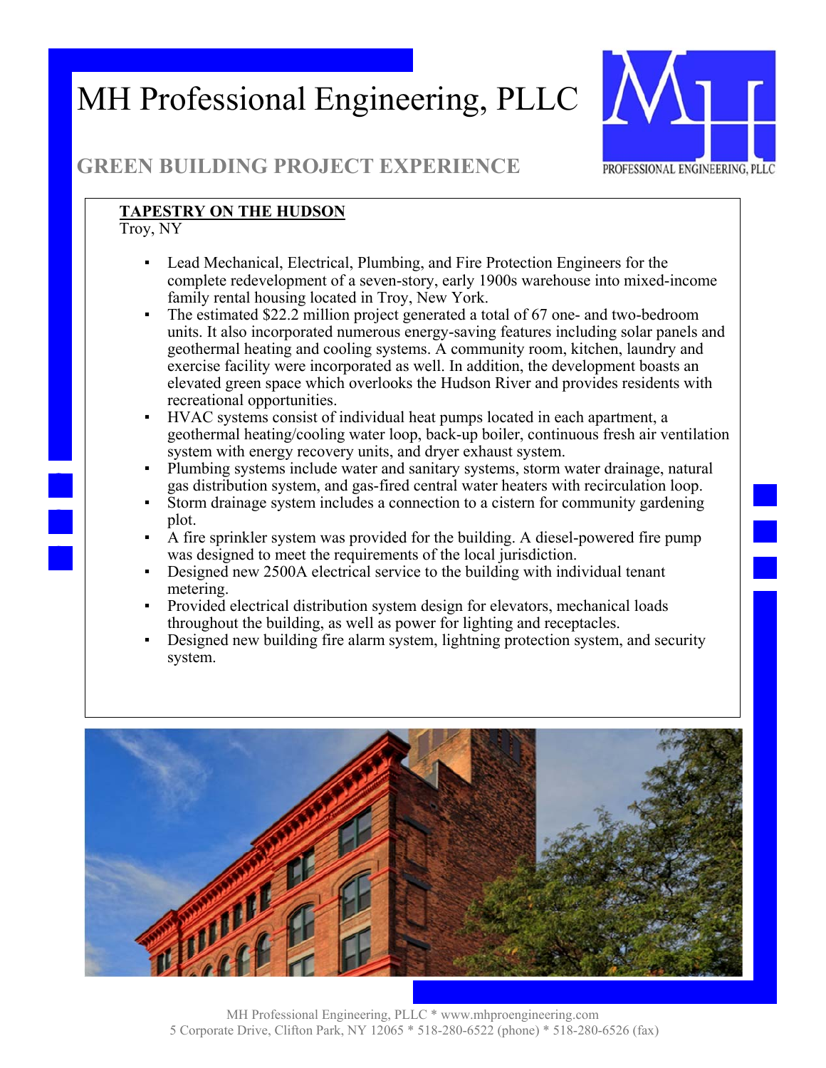# MH Professional Engineering, PLLC

## GREEN BUILDING PROJECT EXPERIENCE

**TAPESTRY ON THE HUDSON**
Troy, NY

- Lead Mechanical, Electrical, Plumbing, and Fire Protection Engineers for the complete redevelopment of a seven-story, early 1900s warehouse into mixed-income family rental housing located in Troy, New York.
- The estimated $22.2 million project generated a total of 67 one- and two-bedroom units. It also incorporated numerous energy-saving features including solar panels and geothermal heating and cooling systems. A community room, kitchen, laundry and exercise facility were incorporated as well. In addition, the development boasts an elevated green space which overlooks the Hudson River and provides residents with recreational opportunities.
- HVAC systems consist of individual heat pumps located in each apartment, a geothermal heating/cooling water loop, back-up boiler, continuous fresh air ventilation system with energy recovery units, and dryer exhaust system.
- Plumbing systems include water and sanitary systems, storm water drainage, natural gas distribution system, and gas-fired central water heaters with recirculation loop.
- Storm drainage system includes a connection to a cistern for community gardening plot.
- A fire sprinkler system was provided for the building. A diesel-powered fire pump was designed to meet the requirements of the local jurisdiction.
- Designed new 2500A electrical service to the building with individual tenant metering.
- Provided electrical distribution system design for elevators, mechanical loads throughout the building, as well as power for lighting and receptacles.
- Designed new building fire alarm system, lightning protection system, and security system.